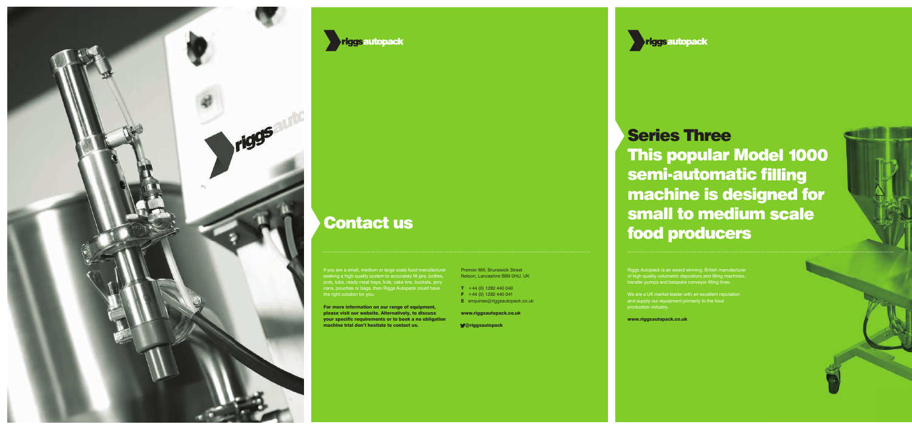riggsautopack

## Contact us

If you are a small, medium or large scale food manufacturer seeking a high quality system to accurately fill jars, bottles, pots, tubs, ready meal trays, foils, cake tins, buckets, jerry cans, pouches or bags, then Riggs Autopack could have the right solution for you.

**For more information on our range of equipment, please visit our website. Alternatively, to discuss your specific requirements or to book a no obligation machine trial don't hesitate to contact us.**

Premier Mill, Brunswick Street
Nelson, Lancashire BB9 0HU, UK

**T** +44 (0) 1282 440 040
**F** +44 (0) 1282 440 041
**E** enquiries@riggsautopack.co.uk

**www.riggsautopack.co.uk**

**@riggsautopack**

riggsautopack

# Series Three

# This popular Model 1000 semi-automatic filling machine is designed for small to medium scale food producers

Riggs Autopack is an award winning, British manufacturer of high quality volumetric depositors and filling machines, transfer pumps and bespoke conveyor filling lines.

We are a UK market leader with an excellent reputation and supply our equipment primarily to the food production industry.

**www.riggsautopack.co.uk**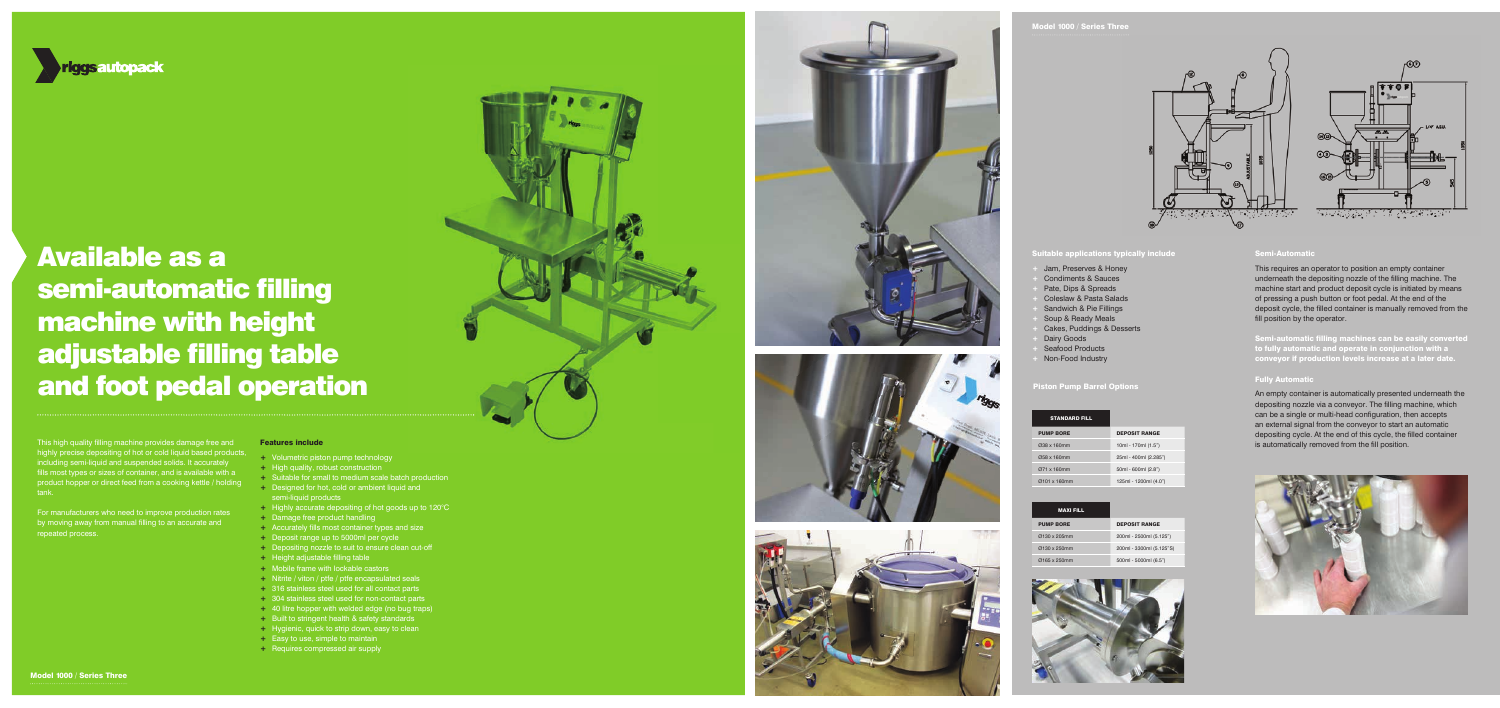# Available as a semi-automatic filling machine with height adjustable filling table and foot pedal operation

This high quality filling machine provides damage free and highly precise depositing of hot or cold liquid based products, including semi-liquid and suspended solids. It accurately fills most types or sizes of container, and is available with a product hopper or direct feed from a cooking kettle / holding tank.

For manufacturers who need to improve production rates by moving away from manual filling to an accurate and repeated process.

### Features include

- Volumetric piston pump technology
- High quality, robust construction
- Suitable for small to medium scale batch production
- Designed for hot, cold or ambient liquid and semi-liquid products
- Highly accurate depositing of hot goods up to 120°C
- Damage free product handling
- Accurately fills most container types and size
- Deposit range up to 5000ml per cycle
- Depositing nozzle to suit to ensure clean cut-off
- Height adjustable filling table
- Mobile frame with lockable castors
- Nitrile / viton / ptfe / ptfe encapsulated seals
- 316 stainless steel used for all contact parts
- 304 stainless steel used for non-contact parts
- 40 litre hopper with welded edge (no bug traps)
- Built to stringent health & safety standards
- Hygienic, quick to strip down, easy to clean
- Easy to use, simple to maintain
- Requires compressed air supply

## Model 1000 / Series Three

### Suitable applications typically include

- Jam, Preserves & Honey
- Condiments & Sauces
- Pate, Dips & Spreads
- Coleslaw & Pasta Salads
- Sandwich & Pie Fillings
- Soup & Ready Meals
- Cakes, Puddings & Desserts
- Dairy Goods
- Seafood Products
- Non-Food Industry

### Piston Pump Barrel Options

| STANDARD FILL | |
|---|---|
| PUMP BORE | DEPOSIT RANGE |
| Ø38 x 160mm | 10ml - 170ml (1.5") |
| Ø58 x 160mm | 25ml - 400ml (2.285") |
| Ø71 x 160mm | 50ml - 600ml (2.8") |
| Ø101 x 160mm | 125ml - 1200ml (4.0") |

| MAXI FILL | |
|---|---|
| PUMP BORE | DEPOSIT RANGE |
| Ø130 x 205mm | 200ml - 2500ml (5.125") |
| Ø130 x 250mm | 300ml - 3000ml (5.125"S) |
| Ø165 x 250mm | 500ml - 5000ml (6.5") |

### Semi-Automatic

This requires an operator to position an empty container underneath the depositing nozzle of the filling machine. The machine start and product deposit cycle is initiated by means of pressing a push button or foot pedal. At the end of the deposit cycle, the filled container is manually removed from the fill position by the operator.

**Semi-automatic filling machines can be easily converted to fully automatic and operate in conjunction with a conveyor if production levels increase at a later date.**

### Fully Automatic

An empty container is automatically presented underneath the depositing nozzle via a conveyor. The filling machine, which can be a single or multi-head configuration, then accepts an external signal from the conveyor to start an automatic depositing cycle. At the end of this cycle, the filled container is automatically removed from the fill position.